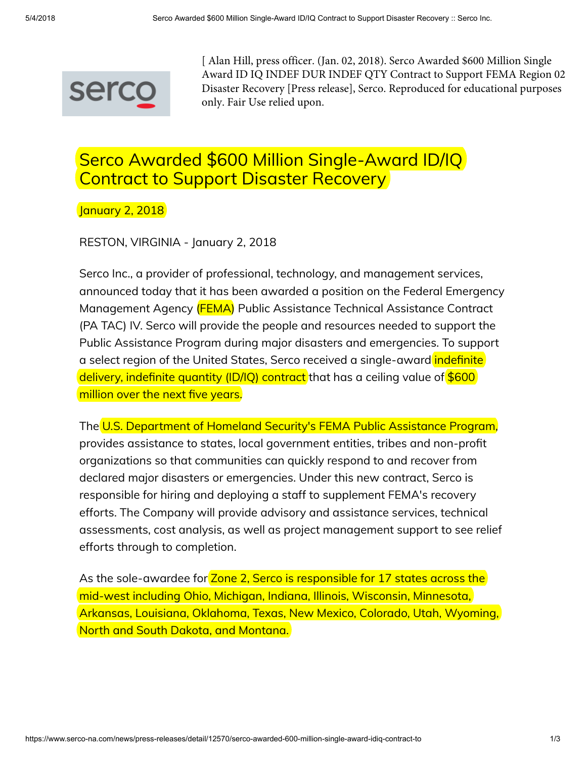[ Alan Hill, press officer. (Jan. 02, 2018). Serco Awarded $600 Million Single Award ID IQ INDEF DUR INDEF QTY Contract to Support FEMA Region 02 Disaster Recovery [Press release], Serco. Reproduced for educational purposes only. Fair Use relied upon.

# Serco Awarded $600 Million Single-Award ID/IQ Contract to Support Disaster Recovery

January 2, 2018

RESTON, VIRGINIA - January 2, 2018

Serco Inc., a provider of professional, technology, and management services, announced today that it has been awarded a position on the Federal Emergency Management Agency (FEMA) Public Assistance Technical Assistance Contract (PA TAC) IV. Serco will provide the people and resources needed to support the Public Assistance Program during major disasters and emergencies. To support a select region of the United States, Serco received a single-award indefinite delivery, indefinite quantity (ID/IQ) contract that has a ceiling value of $600 million over the next five years.

The U.S. Department of Homeland Security's FEMA Public Assistance Program, provides assistance to states, local government entities, tribes and non-profit organizations so that communities can quickly respond to and recover from declared major disasters or emergencies. Under this new contract, Serco is responsible for hiring and deploying a staff to supplement FEMA's recovery efforts. The Company will provide advisory and assistance services, technical assessments, cost analysis, as well as project management support to see relief efforts through to completion.

As the sole-awardee for Zone 2, Serco is responsible for 17 states across the mid-west including Ohio, Michigan, Indiana, Illinois, Wisconsin, Minnesota, Arkansas, Louisiana, Oklahoma, Texas, New Mexico, Colorado, Utah, Wyoming, North and South Dakota, and Montana.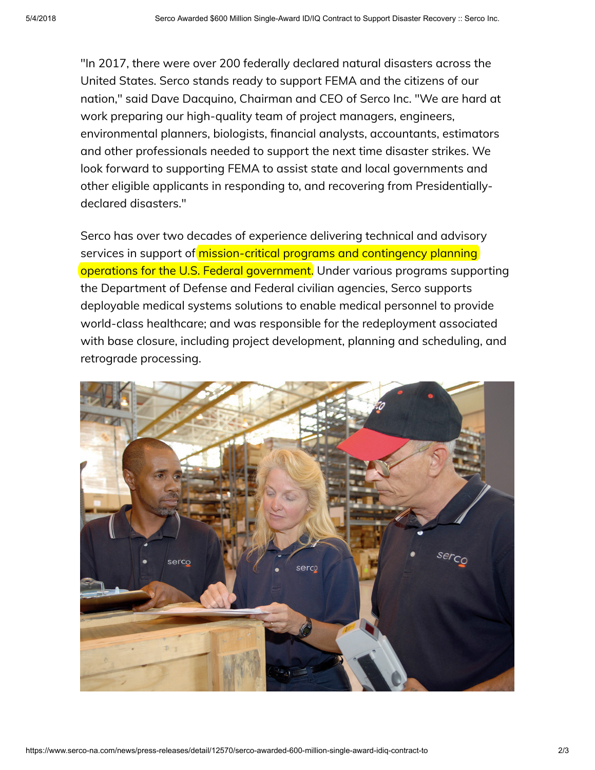"In 2017, there were over 200 federally declared natural disasters across the United States. Serco stands ready to support FEMA and the citizens of our nation," said Dave Dacquino, Chairman and CEO of Serco Inc. "We are hard at work preparing our high-quality team of project managers, engineers, environmental planners, biologists, financial analysts, accountants, estimators and other professionals needed to support the next time disaster strikes. We look forward to supporting FEMA to assist state and local governments and other eligible applicants in responding to, and recovering from Presidentially-declared disasters."

Serco has over two decades of experience delivering technical and advisory services in support of mission-critical programs and contingency planning operations for the U.S. Federal government. Under various programs supporting the Department of Defense and Federal civilian agencies, Serco supports deployable medical systems solutions to enable medical personnel to provide world-class healthcare; and was responsible for the redeployment associated with base closure, including project development, planning and scheduling, and retrograde processing.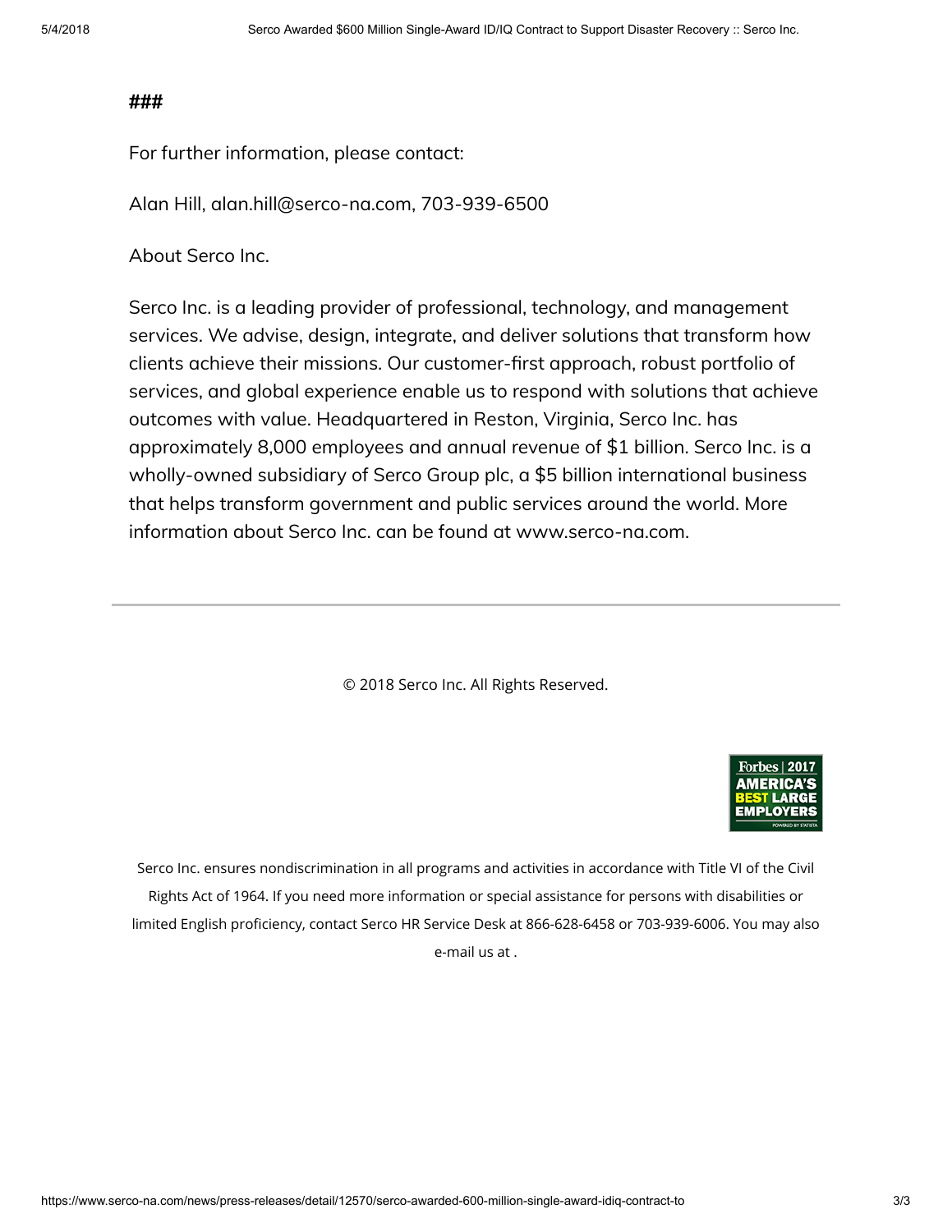###

For further information, please contact:

Alan Hill, alan.hill@serco-na.com, 703-939-6500

About Serco Inc.

Serco Inc. is a leading provider of professional, technology, and management services. We advise, design, integrate, and deliver solutions that transform how clients achieve their missions. Our customer-first approach, robust portfolio of services, and global experience enable us to respond with solutions that achieve outcomes with value. Headquartered in Reston, Virginia, Serco Inc. has approximately 8,000 employees and annual revenue of $1 billion. Serco Inc. is a wholly-owned subsidiary of Serco Group plc, a $5 billion international business that helps transform government and public services around the world. More information about Serco Inc. can be found at www.serco-na.com.

---

© 2018 Serco Inc. All Rights Reserved.

Forbes | 2017
AMERICA'S
BEST LARGE
EMPLOYERS
POWERED BY STATISTA

Serco Inc. ensures nondiscrimination in all programs and activities in accordance with Title VI of the Civil Rights Act of 1964. If you need more information or special assistance for persons with disabilities or limited English proficiency, contact Serco HR Service Desk at 866-628-6458 or 703-939-6006. You may also e-mail us at .